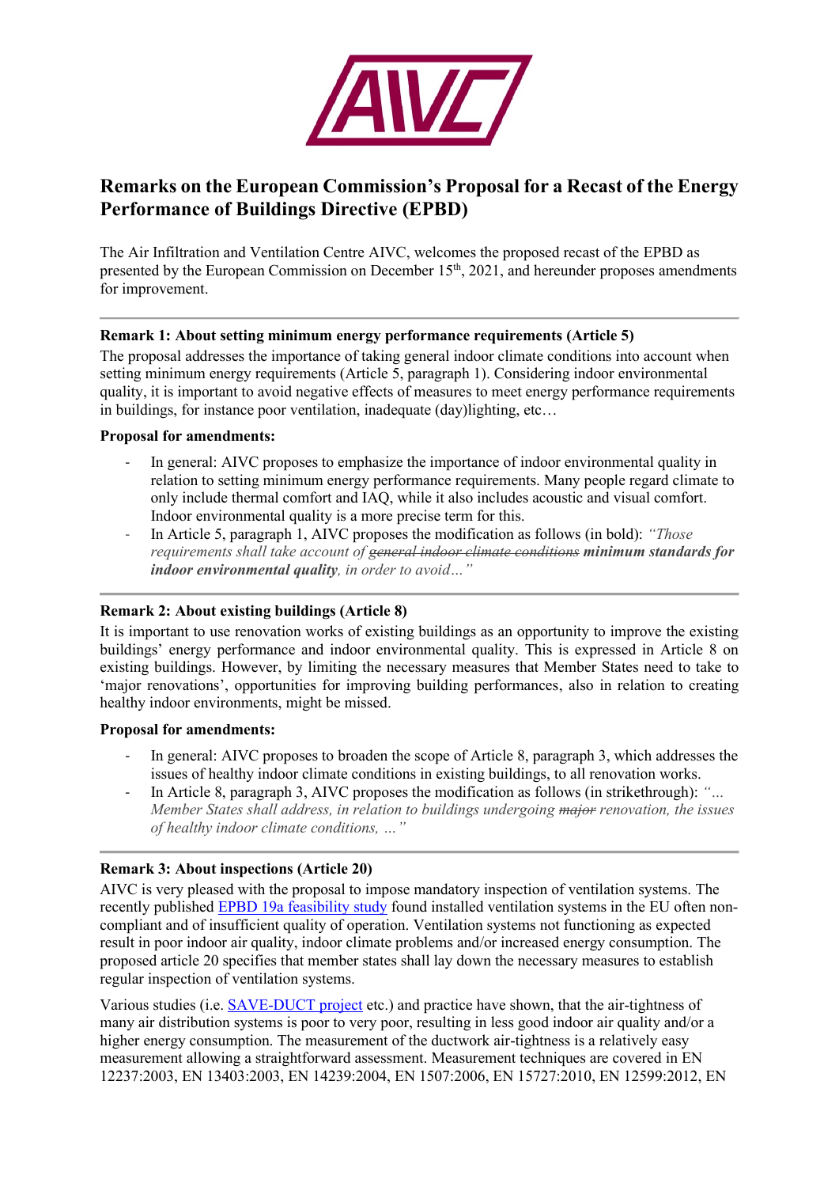# Remarks on the European Commission's Proposal for a Recast of the Energy Performance of Buildings Directive (EPBD)

The Air Infiltration and Ventilation Centre AIVC, welcomes the proposed recast of the EPBD as presented by the European Commission on December 15th, 2021, and hereunder proposes amendments for improvement.

---

**Remark 1: About setting minimum energy performance requirements (Article 5)**

The proposal addresses the importance of taking general indoor climate conditions into account when setting minimum energy requirements (Article 5, paragraph 1). Considering indoor environmental quality, it is important to avoid negative effects of measures to meet energy performance requirements in buildings, for instance poor ventilation, inadequate (day)lighting, etc…

**Proposal for amendments:**

- In general: AIVC proposes to emphasize the importance of indoor environmental quality in relation to setting minimum energy performance requirements. Many people regard climate to only include thermal comfort and IAQ, while it also includes acoustic and visual comfort. Indoor environmental quality is a more precise term for this.
- In Article 5, paragraph 1, AIVC proposes the modification as follows (in bold): *"Those requirements shall take account of ~~general indoor climate conditions~~* ***minimum standards for indoor environmental quality****, in order to avoid…"*

---

**Remark 2: About existing buildings (Article 8)**

It is important to use renovation works of existing buildings as an opportunity to improve the existing buildings' energy performance and indoor environmental quality. This is expressed in Article 8 on existing buildings. However, by limiting the necessary measures that Member States need to take to 'major renovations', opportunities for improving building performances, also in relation to creating healthy indoor environments, might be missed.

**Proposal for amendments:**

- In general: AIVC proposes to broaden the scope of Article 8, paragraph 3, which addresses the issues of healthy indoor climate conditions in existing buildings, to all renovation works.
- In Article 8, paragraph 3, AIVC proposes the modification as follows (in strikethrough): *"… Member States shall address, in relation to buildings undergoing ~~major~~ renovation, the issues of healthy indoor climate conditions, …"*

---

**Remark 3: About inspections (Article 20)**

AIVC is very pleased with the proposal to impose mandatory inspection of ventilation systems. The recently published EPBD 19a feasibility study found installed ventilation systems in the EU often non-compliant and of insufficient quality of operation. Ventilation systems not functioning as expected result in poor indoor air quality, indoor climate problems and/or increased energy consumption. The proposed article 20 specifies that member states shall lay down the necessary measures to establish regular inspection of ventilation systems.

Various studies (i.e. SAVE-DUCT project etc.) and practice have shown, that the air-tightness of many air distribution systems is poor to very poor, resulting in less good indoor air quality and/or a higher energy consumption. The measurement of the ductwork air-tightness is a relatively easy measurement allowing a straightforward assessment. Measurement techniques are covered in EN 12237:2003, EN 13403:2003, EN 14239:2004, EN 1507:2006, EN 15727:2010, EN 12599:2012, EN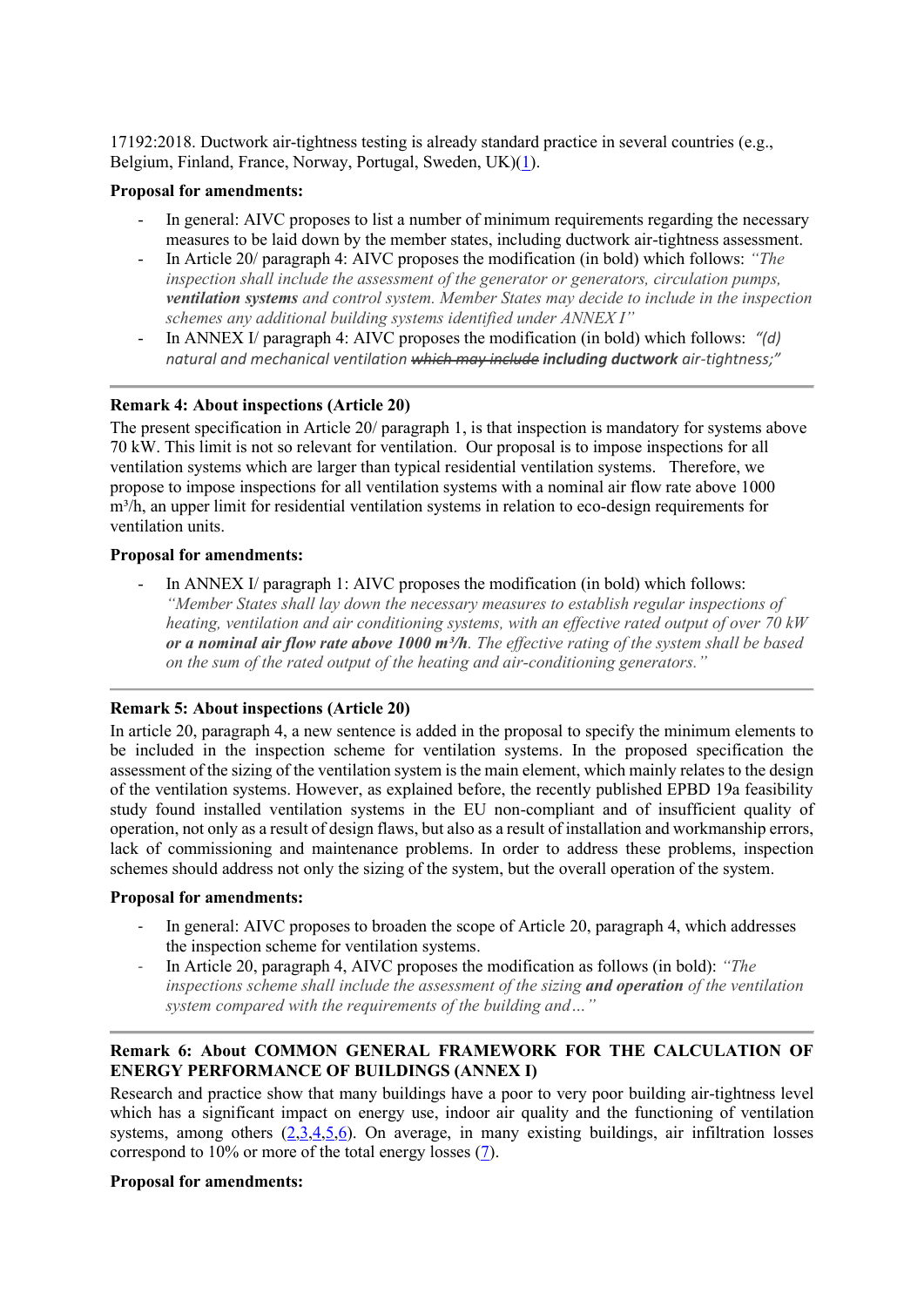17192:2018. Ductwork air-tightness testing is already standard practice in several countries (e.g., Belgium, Finland, France, Norway, Portugal, Sweden, UK)(1).

**Proposal for amendments:**

- In general: AIVC proposes to list a number of minimum requirements regarding the necessary measures to be laid down by the member states, including ductwork air-tightness assessment.
- In Article 20/ paragraph 4: AIVC proposes the modification (in bold) which follows: *"The inspection shall include the assessment of the generator or generators, circulation pumps, **ventilation systems** and control system. Member States may decide to include in the inspection schemes any additional building systems identified under ANNEX I"*
- In ANNEX I/ paragraph 4: AIVC proposes the modification (in bold) which follows: *"(d) natural and mechanical ventilation ~~which may include~~ **including ductwork** air-tightness;"*

---

**Remark 4: About inspections (Article 20)**

The present specification in Article 20/ paragraph 1, is that inspection is mandatory for systems above 70 kW. This limit is not so relevant for ventilation. Our proposal is to impose inspections for all ventilation systems which are larger than typical residential ventilation systems. Therefore, we propose to impose inspections for all ventilation systems with a nominal air flow rate above 1000 $m^3/h$, an upper limit for residential ventilation systems in relation to eco-design requirements for ventilation units.

**Proposal for amendments:**

- In ANNEX I/ paragraph 1: AIVC proposes the modification (in bold) which follows: *"Member States shall lay down the necessary measures to establish regular inspections of heating, ventilation and air conditioning systems, with an effective rated output of over 70 kW **or a nominal air flow rate above 1000 m³/h**. The effective rating of the system shall be based on the sum of the rated output of the heating and air-conditioning generators."*

---

**Remark 5: About inspections (Article 20)**

In article 20, paragraph 4, a new sentence is added in the proposal to specify the minimum elements to be included in the inspection scheme for ventilation systems. In the proposed specification the assessment of the sizing of the ventilation system is the main element, which mainly relates to the design of the ventilation systems. However, as explained before, the recently published EPBD 19a feasibility study found installed ventilation systems in the EU non-compliant and of insufficient quality of operation, not only as a result of design flaws, but also as a result of installation and workmanship errors, lack of commissioning and maintenance problems. In order to address these problems, inspection schemes should address not only the sizing of the system, but the overall operation of the system.

**Proposal for amendments:**

- In general: AIVC proposes to broaden the scope of Article 20, paragraph 4, which addresses the inspection scheme for ventilation systems.
- In Article 20, paragraph 4, AIVC proposes the modification as follows (in bold): *"The inspections scheme shall include the assessment of the sizing **and operation** of the ventilation system compared with the requirements of the building and…"*

---

**Remark 6: About COMMON GENERAL FRAMEWORK FOR THE CALCULATION OF ENERGY PERFORMANCE OF BUILDINGS (ANNEX I)**

Research and practice show that many buildings have a poor to very poor building air-tightness level which has a significant impact on energy use, indoor air quality and the functioning of ventilation systems, among others (2,3,4,5,6). On average, in many existing buildings, air infiltration losses correspond to 10% or more of the total energy losses (7).

**Proposal for amendments:**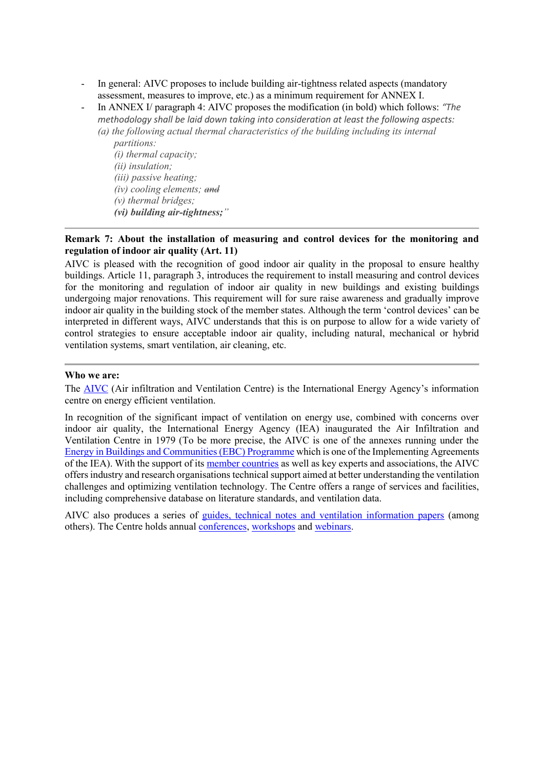- In general: AIVC proposes to include building air-tightness related aspects (mandatory assessment, measures to improve, etc.) as a minimum requirement for ANNEX I.
- In ANNEX I/ paragraph 4: AIVC proposes the modification (in bold) which follows: *"The methodology shall be laid down taking into consideration at least the following aspects:*
  *(a) the following actual thermal characteristics of the building including its internal partitions:*
  *(i) thermal capacity;*
  *(ii) insulation;*
  *(iii) passive heating;*
  *(iv) cooling elements; ~~and~~*
  *(v) thermal bridges;*
  ***(vi) building air-tightness;****"*

---

**Remark 7: About the installation of measuring and control devices for the monitoring and regulation of indoor air quality (Art. 11)**

AIVC is pleased with the recognition of good indoor air quality in the proposal to ensure healthy buildings. Article 11, paragraph 3, introduces the requirement to install measuring and control devices for the monitoring and regulation of indoor air quality in new buildings and existing buildings undergoing major renovations. This requirement will for sure raise awareness and gradually improve indoor air quality in the building stock of the member states. Although the term 'control devices' can be interpreted in different ways, AIVC understands that this is on purpose to allow for a wide variety of control strategies to ensure acceptable indoor air quality, including natural, mechanical or hybrid ventilation systems, smart ventilation, air cleaning, etc.

---

**Who we are:**

The AIVC (Air infiltration and Ventilation Centre) is the International Energy Agency's information centre on energy efficient ventilation.

In recognition of the significant impact of ventilation on energy use, combined with concerns over indoor air quality, the International Energy Agency (IEA) inaugurated the Air Infiltration and Ventilation Centre in 1979 (To be more precise, the AIVC is one of the annexes running under the Energy in Buildings and Communities (EBC) Programme which is one of the Implementing Agreements of the IEA). With the support of its member countries as well as key experts and associations, the AIVC offers industry and research organisations technical support aimed at better understanding the ventilation challenges and optimizing ventilation technology. The Centre offers a range of services and facilities, including comprehensive database on literature standards, and ventilation data.

AIVC also produces a series of guides, technical notes and ventilation information papers (among others). The Centre holds annual conferences, workshops and webinars.